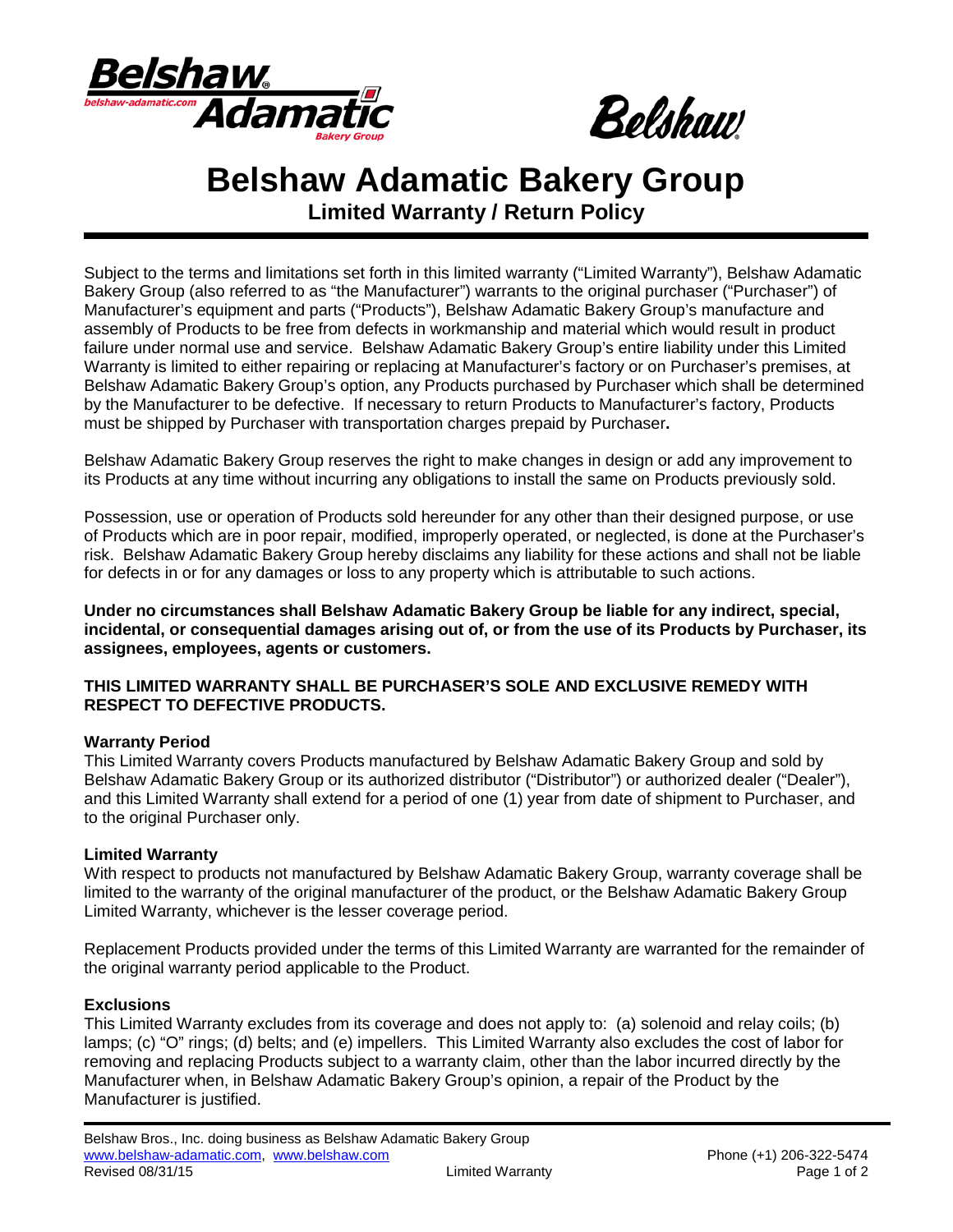# Belshaw Adamatic Bakery Group

## Limited Warranty / Return Policy

Subject to the terms and limitations set forth in this limited warranty ("Limited Warranty"), Belshaw Adamatic Bakery Group (also referred to as "the Manufacturer") warrants to the original purchaser ("Purchaser") of Manufacturer's equipment and parts ("Products"), Belshaw Adamatic Bakery Group's manufacture and assembly of Products to be free from defects in workmanship and material which would result in product failure under normal use and service. Belshaw Adamatic Bakery Group's entire liability under this Limited Warranty is limited to either repairing or replacing at Manufacturer's factory or on Purchaser's premises, at Belshaw Adamatic Bakery Group's option, any Products purchased by Purchaser which shall be determined by the Manufacturer to be defective. If necessary to return Products to Manufacturer's factory, Products must be shipped by Purchaser with transportation charges prepaid by Purchaser.

Belshaw Adamatic Bakery Group reserves the right to make changes in design or add any improvement to its Products at any time without incurring any obligations to install the same on Products previously sold.

Possession, use or operation of Products sold hereunder for any other than their designed purpose, or use of Products which are in poor repair, modified, improperly operated, or neglected, is done at the Purchaser's risk. Belshaw Adamatic Bakery Group hereby disclaims any liability for these actions and shall not be liable for defects in or for any damages or loss to any property which is attributable to such actions.

**Under no circumstances shall Belshaw Adamatic Bakery Group be liable for any indirect, special, incidental, or consequential damages arising out of, or from the use of its Products by Purchaser, its assignees, employees, agents or customers.**

**THIS LIMITED WARRANTY SHALL BE PURCHASER'S SOLE AND EXCLUSIVE REMEDY WITH RESPECT TO DEFECTIVE PRODUCTS.**

**Warranty Period**

This Limited Warranty covers Products manufactured by Belshaw Adamatic Bakery Group and sold by Belshaw Adamatic Bakery Group or its authorized distributor ("Distributor") or authorized dealer ("Dealer"), and this Limited Warranty shall extend for a period of one (1) year from date of shipment to Purchaser, and to the original Purchaser only.

**Limited Warranty**

With respect to products not manufactured by Belshaw Adamatic Bakery Group, warranty coverage shall be limited to the warranty of the original manufacturer of the product, or the Belshaw Adamatic Bakery Group Limited Warranty, whichever is the lesser coverage period.

Replacement Products provided under the terms of this Limited Warranty are warranted for the remainder of the original warranty period applicable to the Product.

**Exclusions**

This Limited Warranty excludes from its coverage and does not apply to: (a) solenoid and relay coils; (b) lamps; (c) "O" rings; (d) belts; and (e) impellers. This Limited Warranty also excludes the cost of labor for removing and replacing Products subject to a warranty claim, other than the labor incurred directly by the Manufacturer when, in Belshaw Adamatic Bakery Group's opinion, a repair of the Product by the Manufacturer is justified.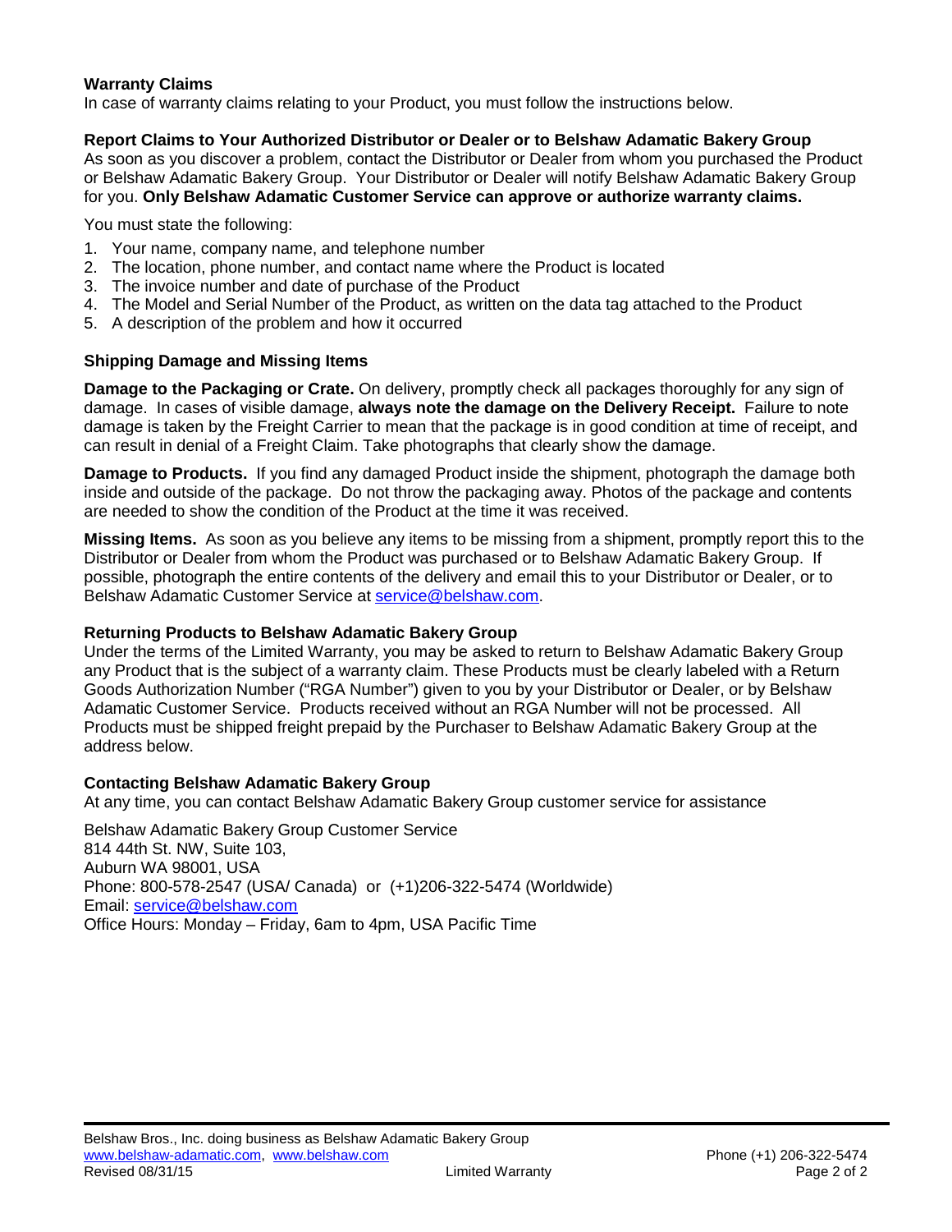## Warranty Claims

In case of warranty claims relating to your Product, you must follow the instructions below.

### Report Claims to Your Authorized Distributor or Dealer or to Belshaw Adamatic Bakery Group

As soon as you discover a problem, contact the Distributor or Dealer from whom you purchased the Product or Belshaw Adamatic Bakery Group. Your Distributor or Dealer will notify Belshaw Adamatic Bakery Group for you. **Only Belshaw Adamatic Customer Service can approve or authorize warranty claims.**

You must state the following:

1. Your name, company name, and telephone number
2. The location, phone number, and contact name where the Product is located
3. The invoice number and date of purchase of the Product
4. The Model and Serial Number of the Product, as written on the data tag attached to the Product
5. A description of the problem and how it occurred

### Shipping Damage and Missing Items

**Damage to the Packaging or Crate.** On delivery, promptly check all packages thoroughly for any sign of damage. In cases of visible damage, **always note the damage on the Delivery Receipt.** Failure to note damage is taken by the Freight Carrier to mean that the package is in good condition at time of receipt, and can result in denial of a Freight Claim. Take photographs that clearly show the damage.

**Damage to Products.** If you find any damaged Product inside the shipment, photograph the damage both inside and outside of the package. Do not throw the packaging away. Photos of the package and contents are needed to show the condition of the Product at the time it was received.

**Missing Items.** As soon as you believe any items to be missing from a shipment, promptly report this to the Distributor or Dealer from whom the Product was purchased or to Belshaw Adamatic Bakery Group. If possible, photograph the entire contents of the delivery and email this to your Distributor or Dealer, or to Belshaw Adamatic Customer Service at service@belshaw.com.

### Returning Products to Belshaw Adamatic Bakery Group

Under the terms of the Limited Warranty, you may be asked to return to Belshaw Adamatic Bakery Group any Product that is the subject of a warranty claim. These Products must be clearly labeled with a Return Goods Authorization Number ("RGA Number") given to you by your Distributor or Dealer, or by Belshaw Adamatic Customer Service. Products received without an RGA Number will not be processed. All Products must be shipped freight prepaid by the Purchaser to Belshaw Adamatic Bakery Group at the address below.

### Contacting Belshaw Adamatic Bakery Group

At any time, you can contact Belshaw Adamatic Bakery Group customer service for assistance

Belshaw Adamatic Bakery Group Customer Service
814 44th St. NW, Suite 103,
Auburn WA 98001, USA
Phone: 800-578-2547 (USA/ Canada) or (+1)206-322-5474 (Worldwide)
Email: service@belshaw.com
Office Hours: Monday – Friday, 6am to 4pm, USA Pacific Time